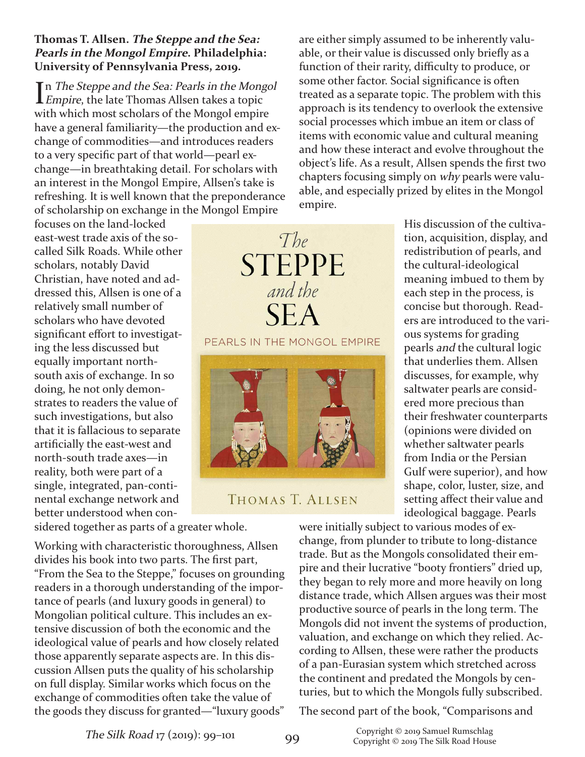**Thomas T. Allsen. *The Steppe and the Sea: Pearls in the Mongol Empire*. Philadelphia: University of Pennsylvania Press, 2019.**

In *The Steppe and the Sea: Pearls in the Mongol Empire*, the late Thomas Allsen takes a topic with which most scholars of the Mongol empire have a general familiarity—the production and exchange of commodities—and introduces readers to a very specific part of that world—pearl exchange—in breathtaking detail. For scholars with an interest in the Mongol Empire, Allsen's take is refreshing. It is well known that the preponderance of scholarship on exchange in the Mongol Empire focuses on the land-locked east-west trade axis of the so-called Silk Roads. While other scholars, notably David Christian, have noted and addressed this, Allsen is one of a relatively small number of scholars who have devoted significant effort to investigating the less discussed but equally important north-south axis of exchange. In so doing, he not only demonstrates to readers the value of such investigations, but also that it is fallacious to separate artificially the east-west and north-south trade axes—in reality, both were part of a single, integrated, pan-continental exchange network and better understood when considered together as parts of a greater whole.

Working with characteristic thoroughness, Allsen divides his book into two parts. The first part, "From the Sea to the Steppe," focuses on grounding readers in a thorough understanding of the importance of pearls (and luxury goods in general) to Mongolian political culture. This includes an extensive discussion of both the economic and the ideological value of pearls and how closely related those apparently separate aspects are. In this discussion Allsen puts the quality of his scholarship on full display. Similar works which focus on the exchange of commodities often take the value of the goods they discuss for granted—"luxury goods" are either simply assumed to be inherently valuable, or their value is discussed only briefly as a function of their rarity, difficulty to produce, or some other factor. Social significance is often treated as a separate topic. The problem with this approach is its tendency to overlook the extensive social processes which imbue an item or class of items with economic value and cultural meaning and how these interact and evolve throughout the object's life. As a result, Allsen spends the first two chapters focusing simply on *why* pearls were valuable, and especially prized by elites in the Mongol empire.

His discussion of the cultivation, acquisition, display, and redistribution of pearls, and the cultural-ideological meaning imbued to them by each step in the process, is concise but thorough. Readers are introduced to the various systems for grading pearls *and* the cultural logic that underlies them. Allsen discusses, for example, why saltwater pearls are considered more precious than their freshwater counterparts (opinions were divided on whether saltwater pearls from India or the Persian Gulf were superior), and how shape, color, luster, size, and setting affect their value and ideological baggage. Pearls were initially subject to various modes of exchange, from plunder to tribute to long-distance trade. But as the Mongols consolidated their empire and their lucrative "booty frontiers" dried up, they began to rely more and more heavily on long distance trade, which Allsen argues was their most productive source of pearls in the long term. The Mongols did not invent the systems of production, valuation, and exchange on which they relied. According to Allsen, these were rather the products of a pan-Eurasian system which stretched across the continent and predated the Mongols by centuries, but to which the Mongols fully subscribed.

The second part of the book, "Comparisons and

Copyright © 2019 Samuel Rumschlag
Copyright © 2019 The Silk Road House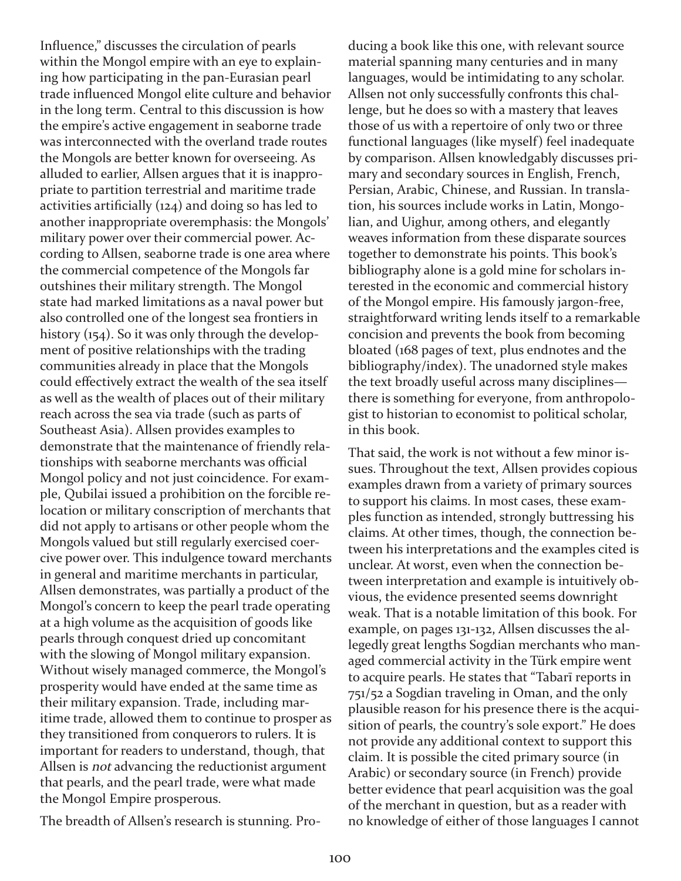Influence," discusses the circulation of pearls within the Mongol empire with an eye to explaining how participating in the pan-Eurasian pearl trade influenced Mongol elite culture and behavior in the long term. Central to this discussion is how the empire's active engagement in seaborne trade was interconnected with the overland trade routes the Mongols are better known for overseeing. As alluded to earlier, Allsen argues that it is inappropriate to partition terrestrial and maritime trade activities artificially (124) and doing so has led to another inappropriate overemphasis: the Mongols' military power over their commercial power. According to Allsen, seaborne trade is one area where the commercial competence of the Mongols far outshines their military strength. The Mongol state had marked limitations as a naval power but also controlled one of the longest sea frontiers in history (154). So it was only through the development of positive relationships with the trading communities already in place that the Mongols could effectively extract the wealth of the sea itself as well as the wealth of places out of their military reach across the sea via trade (such as parts of Southeast Asia). Allsen provides examples to demonstrate that the maintenance of friendly relationships with seaborne merchants was official Mongol policy and not just coincidence. For example, Qubilai issued a prohibition on the forcible relocation or military conscription of merchants that did not apply to artisans or other people whom the Mongols valued but still regularly exercised coercive power over. This indulgence toward merchants in general and maritime merchants in particular, Allsen demonstrates, was partially a product of the Mongol's concern to keep the pearl trade operating at a high volume as the acquisition of goods like pearls through conquest dried up concomitant with the slowing of Mongol military expansion. Without wisely managed commerce, the Mongol's prosperity would have ended at the same time as their military expansion. Trade, including maritime trade, allowed them to continue to prosper as they transitioned from conquerors to rulers. It is important for readers to understand, though, that Allsen is *not* advancing the reductionist argument that pearls, and the pearl trade, were what made the Mongol Empire prosperous.

The breadth of Allsen's research is stunning. Producing a book like this one, with relevant source material spanning many centuries and in many languages, would be intimidating to any scholar. Allsen not only successfully confronts this challenge, but he does so with a mastery that leaves those of us with a repertoire of only two or three functional languages (like myself) feel inadequate by comparison. Allsen knowledgably discusses primary and secondary sources in English, French, Persian, Arabic, Chinese, and Russian. In translation, his sources include works in Latin, Mongolian, and Uighur, among others, and elegantly weaves information from these disparate sources together to demonstrate his points. This book's bibliography alone is a gold mine for scholars interested in the economic and commercial history of the Mongol empire. His famously jargon-free, straightforward writing lends itself to a remarkable concision and prevents the book from becoming bloated (168 pages of text, plus endnotes and the bibliography/index). The unadorned style makes the text broadly useful across many disciplines—there is something for everyone, from anthropologist to historian to economist to political scholar, in this book.

That said, the work is not without a few minor issues. Throughout the text, Allsen provides copious examples drawn from a variety of primary sources to support his claims. In most cases, these examples function as intended, strongly buttressing his claims. At other times, though, the connection between his interpretations and the examples cited is unclear. At worst, even when the connection between interpretation and example is intuitively obvious, the evidence presented seems downright weak. That is a notable limitation of this book. For example, on pages 131-132, Allsen discusses the allegedly great lengths Sogdian merchants who managed commercial activity in the Türk empire went to acquire pearls. He states that "Tabarī reports in 751/52 a Sogdian traveling in Oman, and the only plausible reason for his presence there is the acquisition of pearls, the country's sole export." He does not provide any additional context to support this claim. It is possible the cited primary source (in Arabic) or secondary source (in French) provide better evidence that pearl acquisition was the goal of the merchant in question, but as a reader with no knowledge of either of those languages I cannot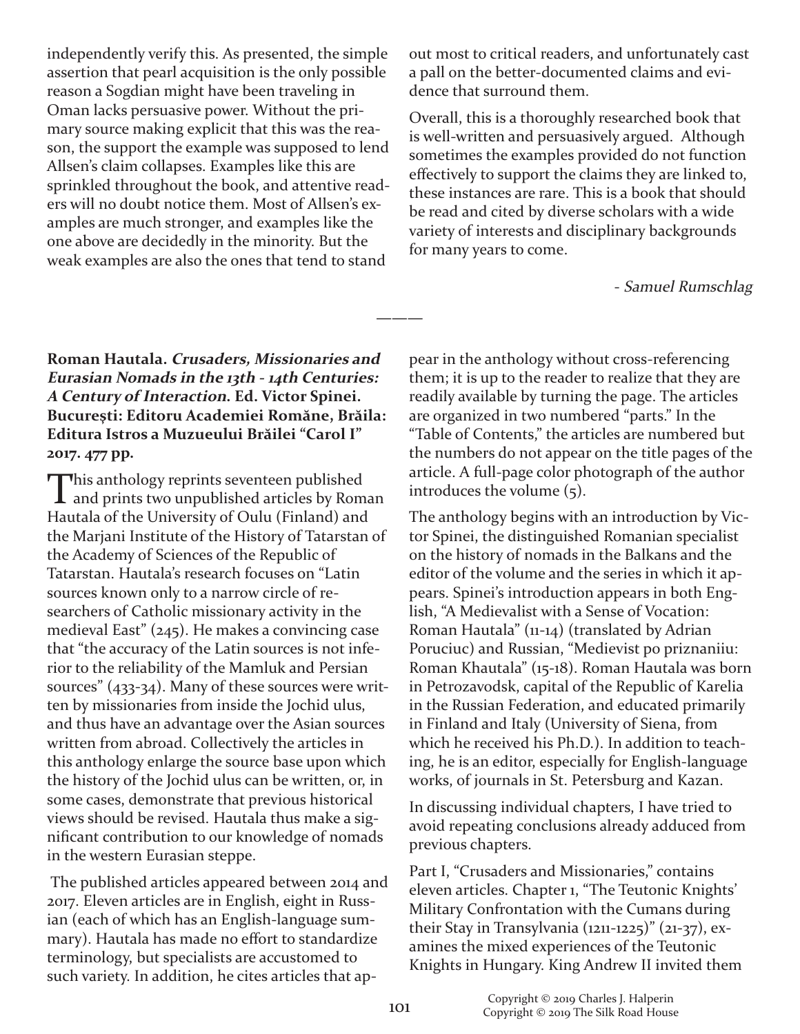independently verify this. As presented, the simple assertion that pearl acquisition is the only possible reason a Sogdian might have been traveling in Oman lacks persuasive power. Without the primary source making explicit that this was the reason, the support the example was supposed to lend Allsen's claim collapses. Examples like this are sprinkled throughout the book, and attentive readers will no doubt notice them. Most of Allsen's examples are much stronger, and examples like the one above are decidedly in the minority. But the weak examples are also the ones that tend to stand out most to critical readers, and unfortunately cast a pall on the better-documented claims and evidence that surround them.

Overall, this is a thoroughly researched book that is well-written and persuasively argued. Although sometimes the examples provided do not function effectively to support the claims they are linked to, these instances are rare. This is a book that should be read and cited by diverse scholars with a wide variety of interests and disciplinary backgrounds for many years to come.

*- Samuel Rumschlag*

———

**Roman Hautala. *Crusaders, Missionaries and Eurasian Nomads in the 13th - 14th Centuries: A Century of Interaction.* Ed. Victor Spinei. București: Editoru Academiei Române, Brăila: Editura Istros a Muzueului Brăilei "Carol I" 2017. 477 pp.**

This anthology reprints seventeen published and prints two unpublished articles by Roman Hautala of the University of Oulu (Finland) and the Marjani Institute of the History of Tatarstan of the Academy of Sciences of the Republic of Tatarstan. Hautala's research focuses on "Latin sources known only to a narrow circle of researchers of Catholic missionary activity in the medieval East" (245). He makes a convincing case that "the accuracy of the Latin sources is not inferior to the reliability of the Mamluk and Persian sources" (433-34). Many of these sources were written by missionaries from inside the Jochid ulus, and thus have an advantage over the Asian sources written from abroad. Collectively the articles in this anthology enlarge the source base upon which the history of the Jochid ulus can be written, or, in some cases, demonstrate that previous historical views should be revised. Hautala thus make a significant contribution to our knowledge of nomads in the western Eurasian steppe.

The published articles appeared between 2014 and 2017. Eleven articles are in English, eight in Russian (each of which has an English-language summary). Hautala has made no effort to standardize terminology, but specialists are accustomed to such variety. In addition, he cites articles that appear in the anthology without cross-referencing them; it is up to the reader to realize that they are readily available by turning the page. The articles are organized in two numbered "parts." In the "Table of Contents," the articles are numbered but the numbers do not appear on the title pages of the article. A full-page color photograph of the author introduces the volume (5).

The anthology begins with an introduction by Victor Spinei, the distinguished Romanian specialist on the history of nomads in the Balkans and the editor of the volume and the series in which it appears. Spinei's introduction appears in both English, "A Medievalist with a Sense of Vocation: Roman Hautala" (11-14) (translated by Adrian Poruciuc) and Russian, "Medievist po priznaniiu: Roman Khautala" (15-18). Roman Hautala was born in Petrozavodsk, capital of the Republic of Karelia in the Russian Federation, and educated primarily in Finland and Italy (University of Siena, from which he received his Ph.D.). In addition to teaching, he is an editor, especially for English-language works, of journals in St. Petersburg and Kazan.

In discussing individual chapters, I have tried to avoid repeating conclusions already adduced from previous chapters.

Part I, "Crusaders and Missionaries," contains eleven articles. Chapter 1, "The Teutonic Knights' Military Confrontation with the Cumans during their Stay in Transylvania (1211-1225)" (21-37), examines the mixed experiences of the Teutonic Knights in Hungary. King Andrew II invited them

Copyright © 2019 Charles J. Halperin
Copyright © 2019 The Silk Road House